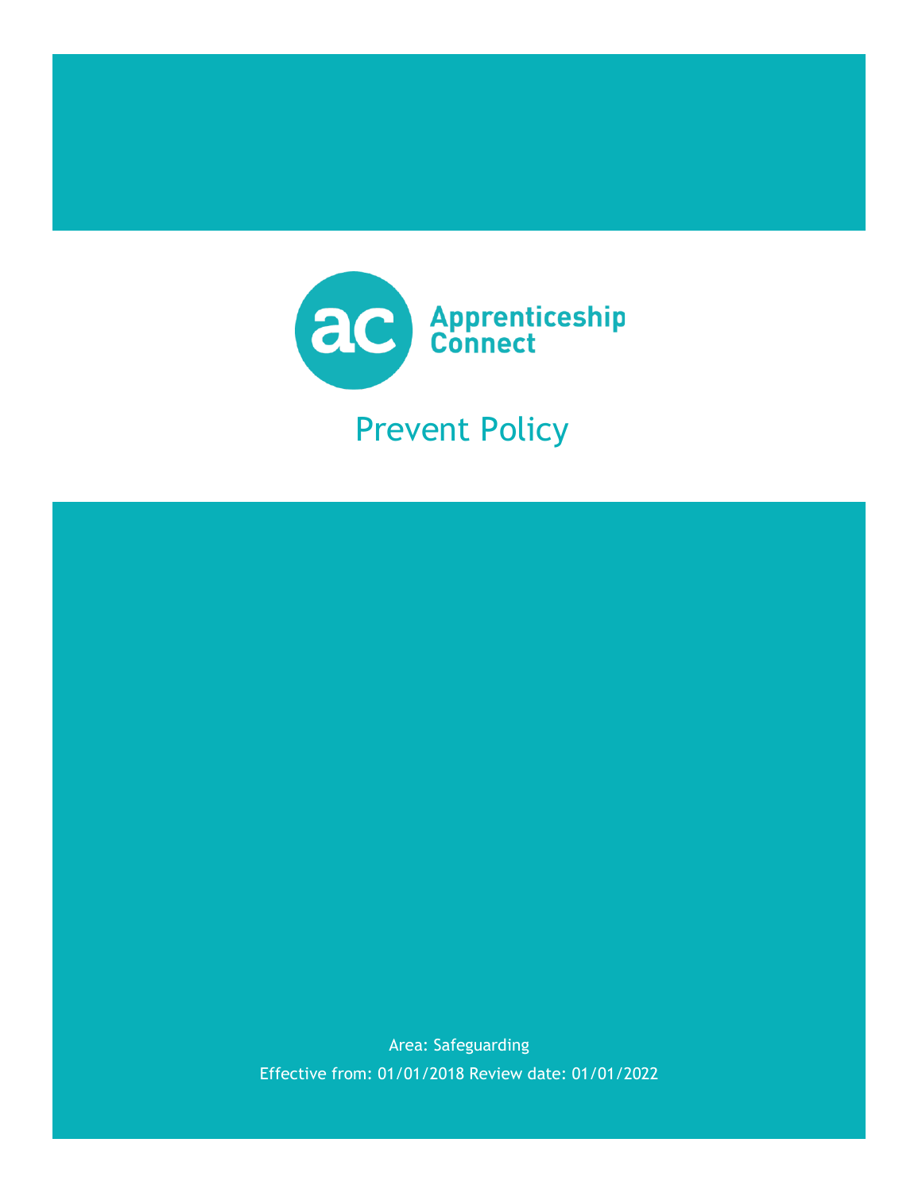Apprenticeship Connect

# Prevent Policy

Area: Safeguarding

Effective from: 01/01/2018 Review date: 01/01/2022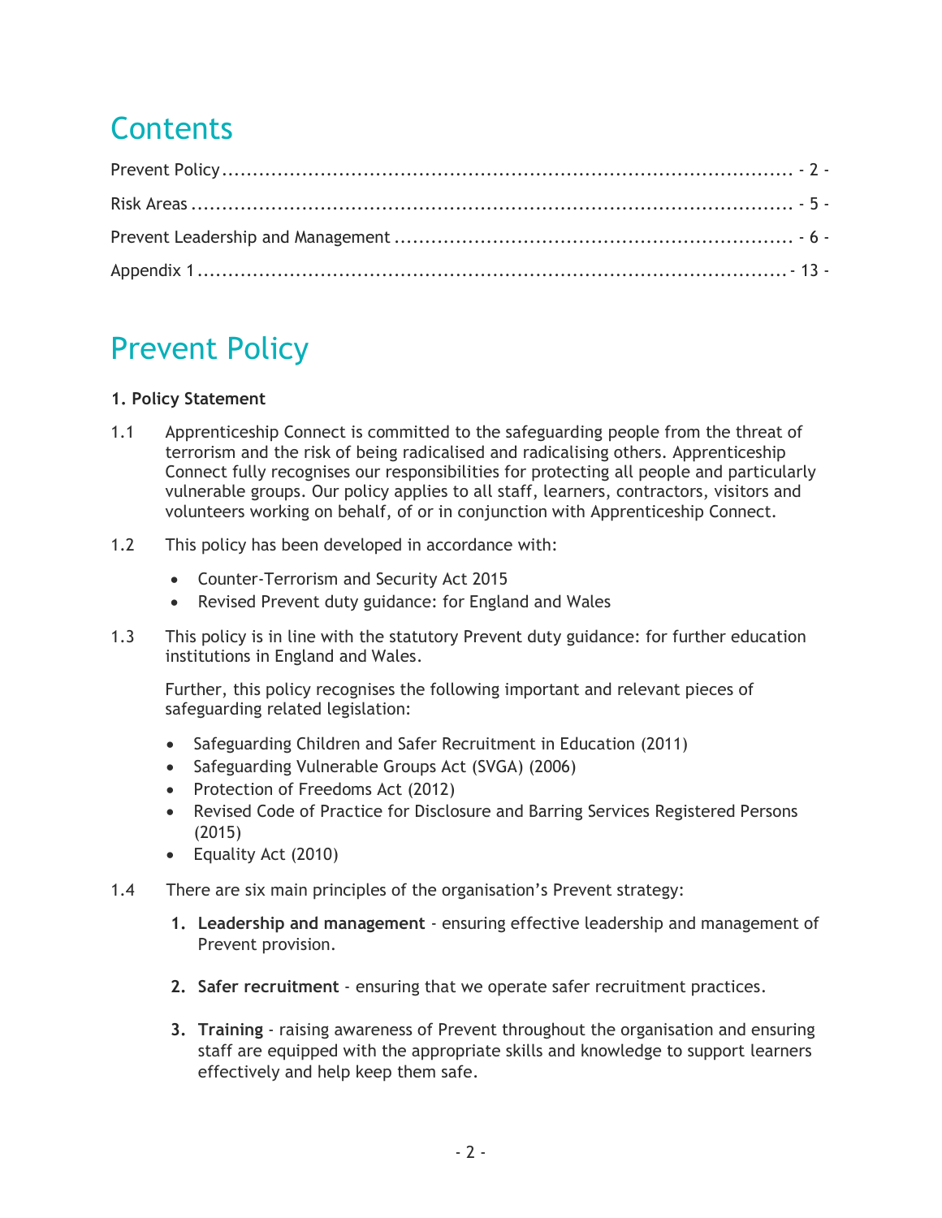# Contents

Prevent Policy ........................................................................................ - 2 -

Risk Areas ............................................................................................... - 5 -

Prevent Leadership and Management ................................................... - 6 -

Appendix 1 ............................................................................................. - 13 -

# Prevent Policy

**1. Policy Statement**

1.1 Apprenticeship Connect is committed to the safeguarding people from the threat of terrorism and the risk of being radicalised and radicalising others. Apprenticeship Connect fully recognises our responsibilities for protecting all people and particularly vulnerable groups. Our policy applies to all staff, learners, contractors, visitors and volunteers working on behalf, of or in conjunction with Apprenticeship Connect.

1.2 This policy has been developed in accordance with:

- Counter-Terrorism and Security Act 2015
- Revised Prevent duty guidance: for England and Wales

1.3 This policy is in line with the statutory Prevent duty guidance: for further education institutions in England and Wales.

Further, this policy recognises the following important and relevant pieces of safeguarding related legislation:

- Safeguarding Children and Safer Recruitment in Education (2011)
- Safeguarding Vulnerable Groups Act (SVGA) (2006)
- Protection of Freedoms Act (2012)
- Revised Code of Practice for Disclosure and Barring Services Registered Persons (2015)
- Equality Act (2010)

1.4 There are six main principles of the organisation's Prevent strategy:

1. **Leadership and management** - ensuring effective leadership and management of Prevent provision.
2. **Safer recruitment** - ensuring that we operate safer recruitment practices.
3. **Training** - raising awareness of Prevent throughout the organisation and ensuring staff are equipped with the appropriate skills and knowledge to support learners effectively and help keep them safe.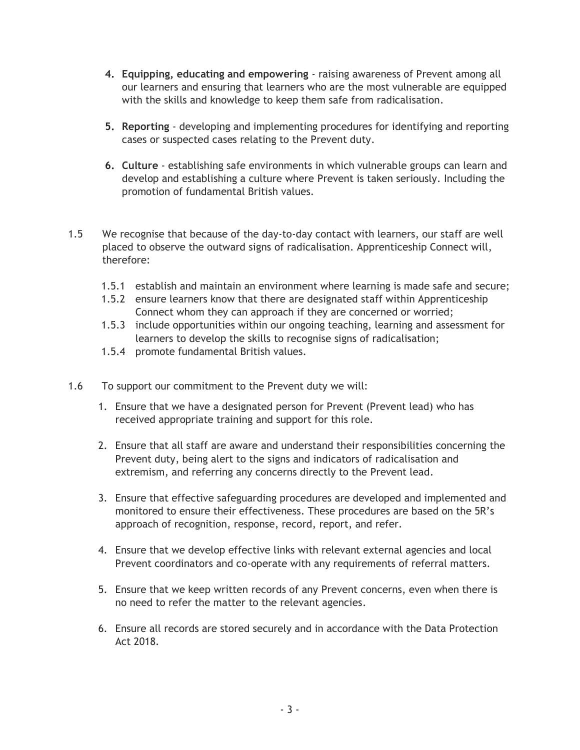4. **Equipping, educating and empowering** - raising awareness of Prevent among all our learners and ensuring that learners who are the most vulnerable are equipped with the skills and knowledge to keep them safe from radicalisation.

5. **Reporting** - developing and implementing procedures for identifying and reporting cases or suspected cases relating to the Prevent duty.

6. **Culture** - establishing safe environments in which vulnerable groups can learn and develop and establishing a culture where Prevent is taken seriously. Including the promotion of fundamental British values.

1.5 We recognise that because of the day-to-day contact with learners, our staff are well placed to observe the outward signs of radicalisation. Apprenticeship Connect will, therefore:

- 1.5.1 establish and maintain an environment where learning is made safe and secure;
- 1.5.2 ensure learners know that there are designated staff within Apprenticeship Connect whom they can approach if they are concerned or worried;
- 1.5.3 include opportunities within our ongoing teaching, learning and assessment for learners to develop the skills to recognise signs of radicalisation;
- 1.5.4 promote fundamental British values.

1.6 To support our commitment to the Prevent duty we will:

1. Ensure that we have a designated person for Prevent (Prevent lead) who has received appropriate training and support for this role.

2. Ensure that all staff are aware and understand their responsibilities concerning the Prevent duty, being alert to the signs and indicators of radicalisation and extremism, and referring any concerns directly to the Prevent lead.

3. Ensure that effective safeguarding procedures are developed and implemented and monitored to ensure their effectiveness. These procedures are based on the 5R's approach of recognition, response, record, report, and refer.

4. Ensure that we develop effective links with relevant external agencies and local Prevent coordinators and co-operate with any requirements of referral matters.

5. Ensure that we keep written records of any Prevent concerns, even when there is no need to refer the matter to the relevant agencies.

6. Ensure all records are stored securely and in accordance with the Data Protection Act 2018.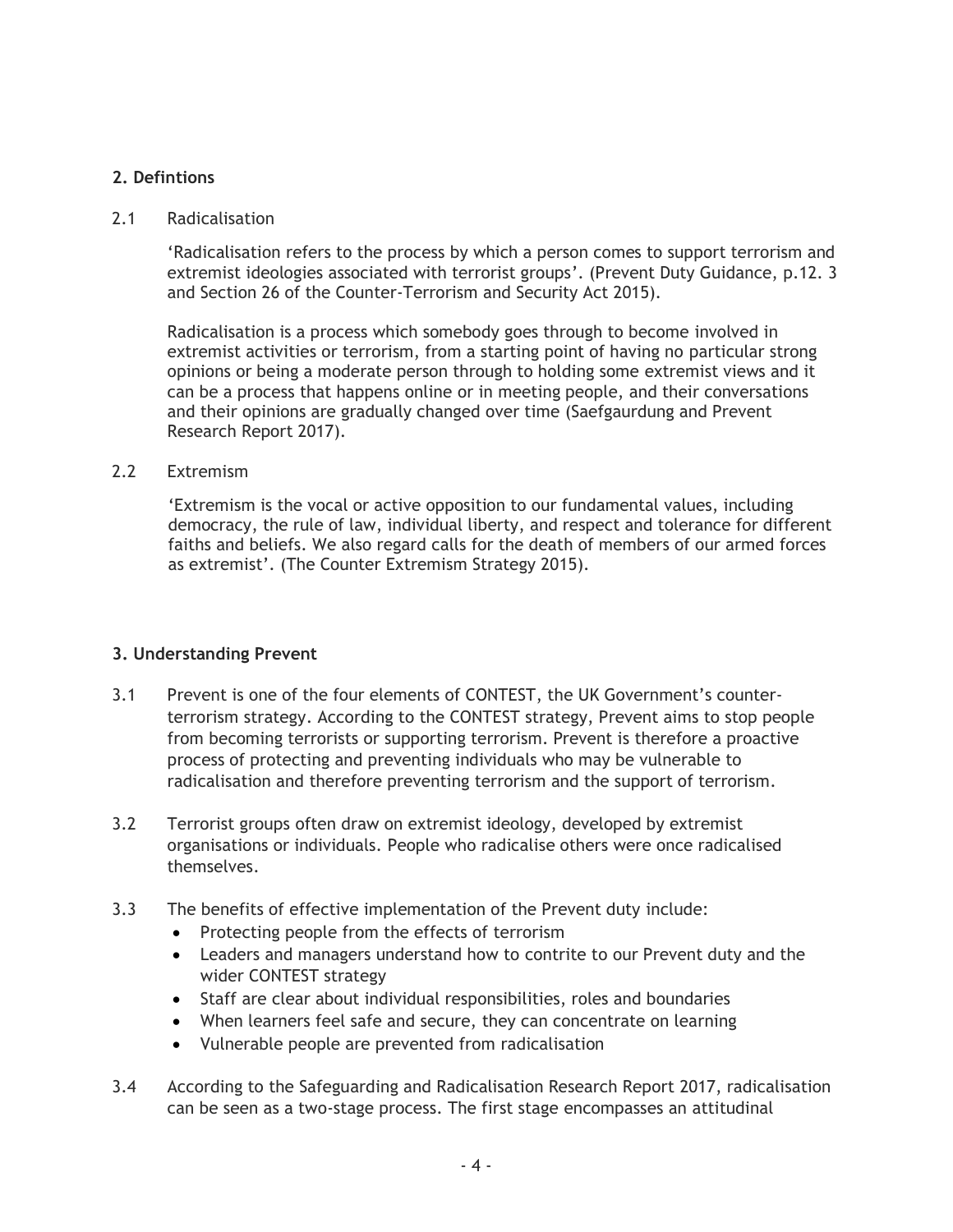## 2. Defintions

2.1 Radicalisation

'Radicalisation refers to the process by which a person comes to support terrorism and extremist ideologies associated with terrorist groups'. (Prevent Duty Guidance, p.12. 3 and Section 26 of the Counter-Terrorism and Security Act 2015).

Radicalisation is a process which somebody goes through to become involved in extremist activities or terrorism, from a starting point of having no particular strong opinions or being a moderate person through to holding some extremist views and it can be a process that happens online or in meeting people, and their conversations and their opinions are gradually changed over time (Saefgaurdung and Prevent Research Report 2017).

2.2 Extremism

'Extremism is the vocal or active opposition to our fundamental values, including democracy, the rule of law, individual liberty, and respect and tolerance for different faiths and beliefs. We also regard calls for the death of members of our armed forces as extremist'. (The Counter Extremism Strategy 2015).

## 3. Understanding Prevent

3.1 Prevent is one of the four elements of CONTEST, the UK Government's counter-terrorism strategy. According to the CONTEST strategy, Prevent aims to stop people from becoming terrorists or supporting terrorism. Prevent is therefore a proactive process of protecting and preventing individuals who may be vulnerable to radicalisation and therefore preventing terrorism and the support of terrorism.

3.2 Terrorist groups often draw on extremist ideology, developed by extremist organisations or individuals. People who radicalise others were once radicalised themselves.

3.3 The benefits of effective implementation of the Prevent duty include:

- Protecting people from the effects of terrorism
- Leaders and managers understand how to contrite to our Prevent duty and the wider CONTEST strategy
- Staff are clear about individual responsibilities, roles and boundaries
- When learners feel safe and secure, they can concentrate on learning
- Vulnerable people are prevented from radicalisation

3.4 According to the Safeguarding and Radicalisation Research Report 2017, radicalisation can be seen as a two-stage process. The first stage encompasses an attitudinal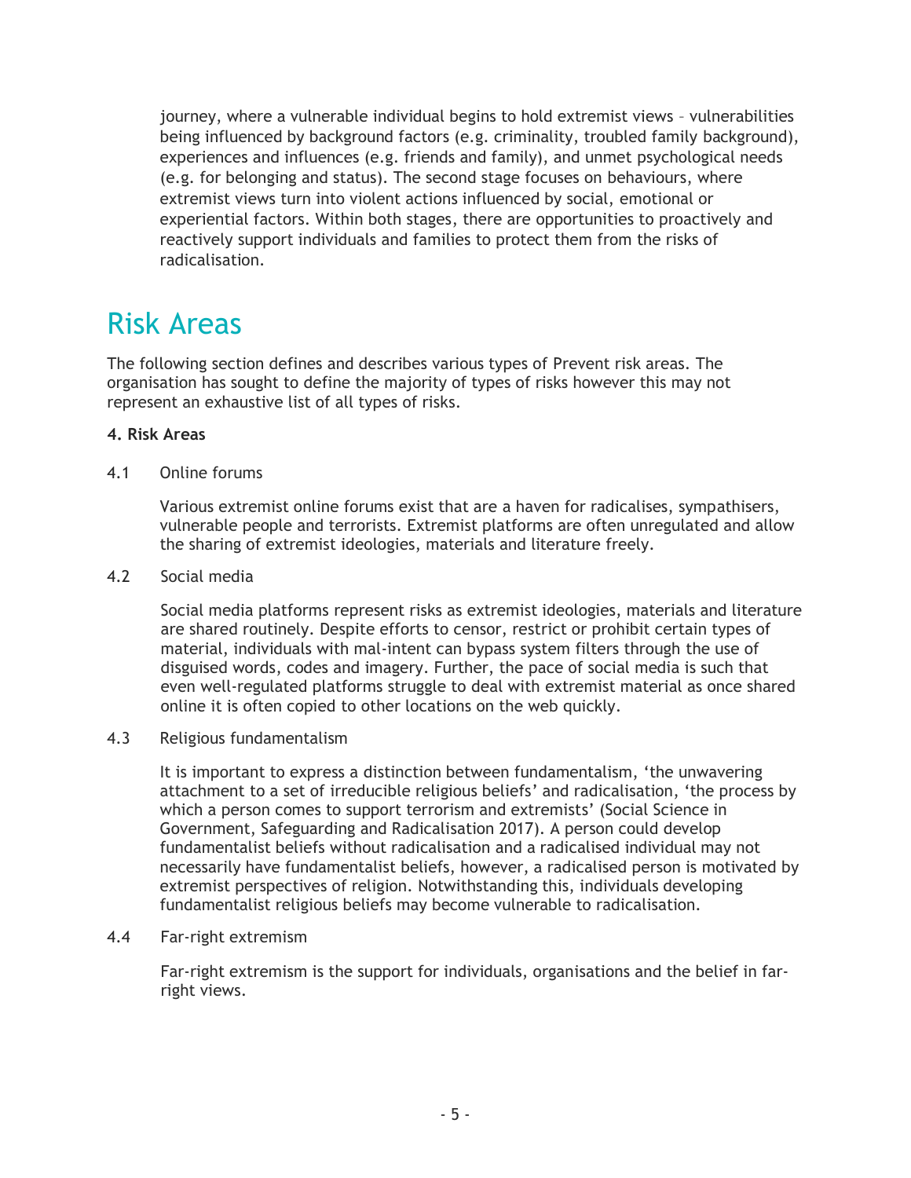journey, where a vulnerable individual begins to hold extremist views – vulnerabilities being influenced by background factors (e.g. criminality, troubled family background), experiences and influences (e.g. friends and family), and unmet psychological needs (e.g. for belonging and status). The second stage focuses on behaviours, where extremist views turn into violent actions influenced by social, emotional or experiential factors. Within both stages, there are opportunities to proactively and reactively support individuals and families to protect them from the risks of radicalisation.

# Risk Areas

The following section defines and describes various types of Prevent risk areas. The organisation has sought to define the majority of types of risks however this may not represent an exhaustive list of all types of risks.

**4. Risk Areas**

4.1 Online forums

Various extremist online forums exist that are a haven for radicalises, sympathisers, vulnerable people and terrorists. Extremist platforms are often unregulated and allow the sharing of extremist ideologies, materials and literature freely.

4.2 Social media

Social media platforms represent risks as extremist ideologies, materials and literature are shared routinely. Despite efforts to censor, restrict or prohibit certain types of material, individuals with mal-intent can bypass system filters through the use of disguised words, codes and imagery. Further, the pace of social media is such that even well-regulated platforms struggle to deal with extremist material as once shared online it is often copied to other locations on the web quickly.

4.3 Religious fundamentalism

It is important to express a distinction between fundamentalism, 'the unwavering attachment to a set of irreducible religious beliefs' and radicalisation, 'the process by which a person comes to support terrorism and extremists' (Social Science in Government, Safeguarding and Radicalisation 2017). A person could develop fundamentalist beliefs without radicalisation and a radicalised individual may not necessarily have fundamentalist beliefs, however, a radicalised person is motivated by extremist perspectives of religion. Notwithstanding this, individuals developing fundamentalist religious beliefs may become vulnerable to radicalisation.

4.4 Far-right extremism

Far-right extremism is the support for individuals, organisations and the belief in far-right views.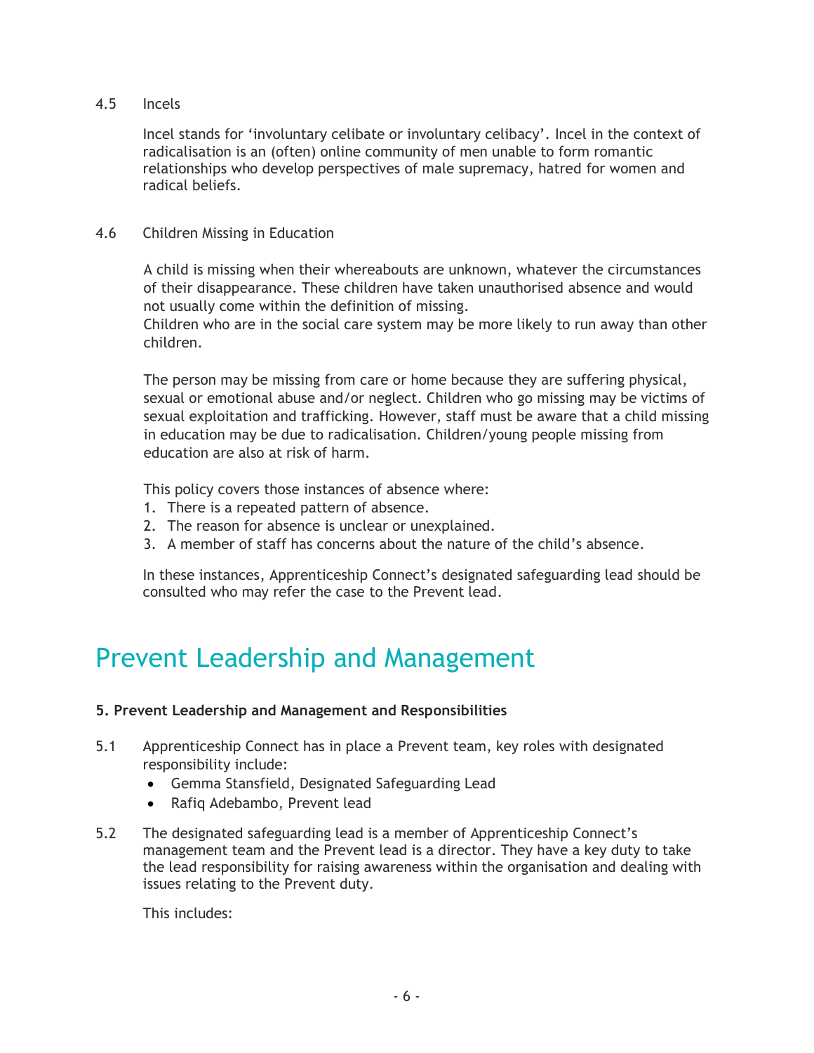4.5 Incels

Incel stands for 'involuntary celibate or involuntary celibacy'. Incel in the context of radicalisation is an (often) online community of men unable to form romantic relationships who develop perspectives of male supremacy, hatred for women and radical beliefs.

4.6 Children Missing in Education

A child is missing when their whereabouts are unknown, whatever the circumstances of their disappearance. These children have taken unauthorised absence and would not usually come within the definition of missing.
Children who are in the social care system may be more likely to run away than other children.

The person may be missing from care or home because they are suffering physical, sexual or emotional abuse and/or neglect. Children who go missing may be victims of sexual exploitation and trafficking. However, staff must be aware that a child missing in education may be due to radicalisation. Children/young people missing from education are also at risk of harm.

This policy covers those instances of absence where:

1. There is a repeated pattern of absence.
2. The reason for absence is unclear or unexplained.
3. A member of staff has concerns about the nature of the child's absence.

In these instances, Apprenticeship Connect's designated safeguarding lead should be consulted who may refer the case to the Prevent lead.

# Prevent Leadership and Management

**5. Prevent Leadership and Management and Responsibilities**

5.1 Apprenticeship Connect has in place a Prevent team, key roles with designated responsibility include:

- Gemma Stansfield, Designated Safeguarding Lead
- Rafiq Adebambo, Prevent lead

5.2 The designated safeguarding lead is a member of Apprenticeship Connect's management team and the Prevent lead is a director. They have a key duty to take the lead responsibility for raising awareness within the organisation and dealing with issues relating to the Prevent duty.

This includes: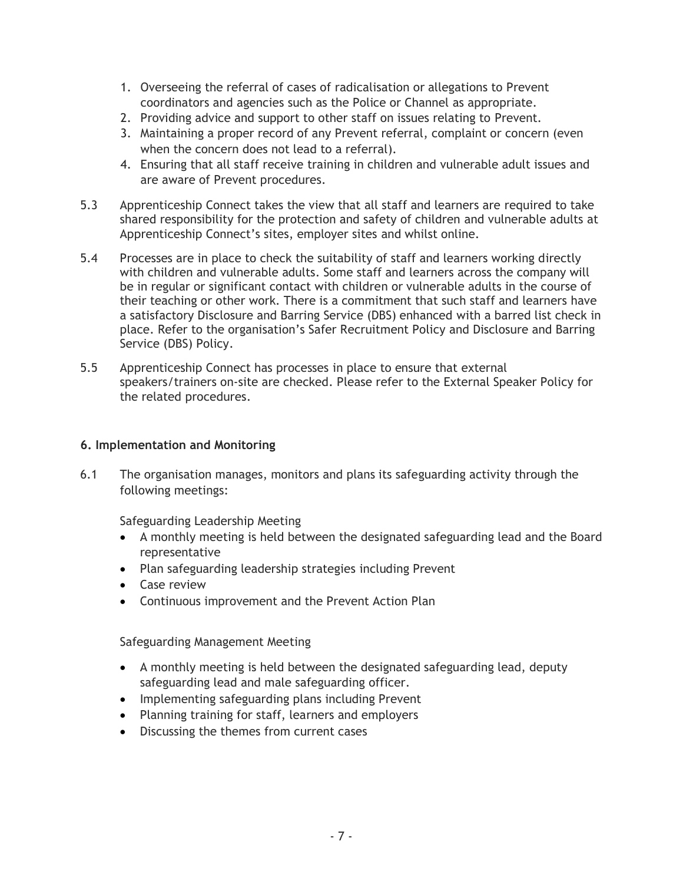1. Overseeing the referral of cases of radicalisation or allegations to Prevent coordinators and agencies such as the Police or Channel as appropriate.
2. Providing advice and support to other staff on issues relating to Prevent.
3. Maintaining a proper record of any Prevent referral, complaint or concern (even when the concern does not lead to a referral).
4. Ensuring that all staff receive training in children and vulnerable adult issues and are aware of Prevent procedures.

5.3 Apprenticeship Connect takes the view that all staff and learners are required to take shared responsibility for the protection and safety of children and vulnerable adults at Apprenticeship Connect's sites, employer sites and whilst online.

5.4 Processes are in place to check the suitability of staff and learners working directly with children and vulnerable adults. Some staff and learners across the company will be in regular or significant contact with children or vulnerable adults in the course of their teaching or other work. There is a commitment that such staff and learners have a satisfactory Disclosure and Barring Service (DBS) enhanced with a barred list check in place. Refer to the organisation's Safer Recruitment Policy and Disclosure and Barring Service (DBS) Policy.

5.5 Apprenticeship Connect has processes in place to ensure that external speakers/trainers on-site are checked. Please refer to the External Speaker Policy for the related procedures.

## 6. Implementation and Monitoring

6.1 The organisation manages, monitors and plans its safeguarding activity through the following meetings:

Safeguarding Leadership Meeting

- A monthly meeting is held between the designated safeguarding lead and the Board representative
- Plan safeguarding leadership strategies including Prevent
- Case review
- Continuous improvement and the Prevent Action Plan

Safeguarding Management Meeting

- A monthly meeting is held between the designated safeguarding lead, deputy safeguarding lead and male safeguarding officer.
- Implementing safeguarding plans including Prevent
- Planning training for staff, learners and employers
- Discussing the themes from current cases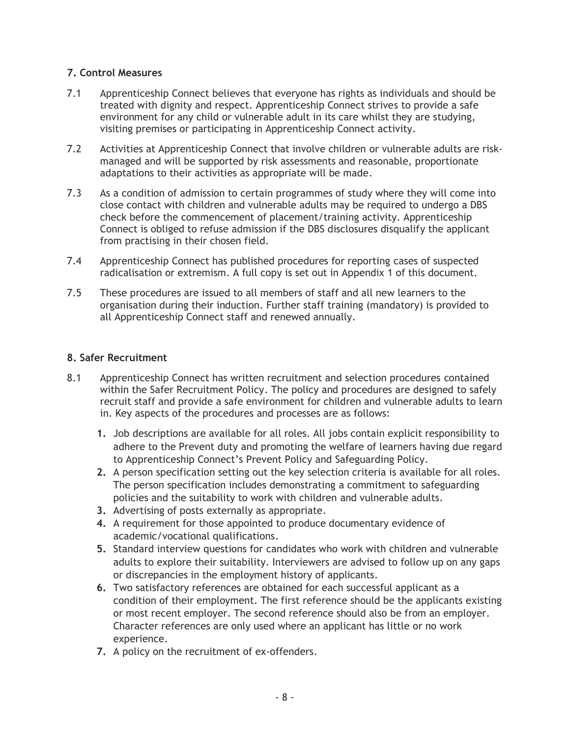**7. Control Measures**

7.1 Apprenticeship Connect believes that everyone has rights as individuals and should be treated with dignity and respect. Apprenticeship Connect strives to provide a safe environment for any child or vulnerable adult in its care whilst they are studying, visiting premises or participating in Apprenticeship Connect activity.

7.2 Activities at Apprenticeship Connect that involve children or vulnerable adults are risk-managed and will be supported by risk assessments and reasonable, proportionate adaptations to their activities as appropriate will be made.

7.3 As a condition of admission to certain programmes of study where they will come into close contact with children and vulnerable adults may be required to undergo a DBS check before the commencement of placement/training activity. Apprenticeship Connect is obliged to refuse admission if the DBS disclosures disqualify the applicant from practising in their chosen field.

7.4 Apprenticeship Connect has published procedures for reporting cases of suspected radicalisation or extremism. A full copy is set out in Appendix 1 of this document.

7.5 These procedures are issued to all members of staff and all new learners to the organisation during their induction. Further staff training (mandatory) is provided to all Apprenticeship Connect staff and renewed annually.

**8. Safer Recruitment**

8.1 Apprenticeship Connect has written recruitment and selection procedures contained within the Safer Recruitment Policy. The policy and procedures are designed to safely recruit staff and provide a safe environment for children and vulnerable adults to learn in. Key aspects of the procedures and processes are as follows:

1. Job descriptions are available for all roles. All jobs contain explicit responsibility to adhere to the Prevent duty and promoting the welfare of learners having due regard to Apprenticeship Connect's Prevent Policy and Safeguarding Policy.
2. A person specification setting out the key selection criteria is available for all roles. The person specification includes demonstrating a commitment to safeguarding policies and the suitability to work with children and vulnerable adults.
3. Advertising of posts externally as appropriate.
4. A requirement for those appointed to produce documentary evidence of academic/vocational qualifications.
5. Standard interview questions for candidates who work with children and vulnerable adults to explore their suitability. Interviewers are advised to follow up on any gaps or discrepancies in the employment history of applicants.
6. Two satisfactory references are obtained for each successful applicant as a condition of their employment. The first reference should be the applicants existing or most recent employer. The second reference should also be from an employer. Character references are only used where an applicant has little or no work experience.
7. A policy on the recruitment of ex-offenders.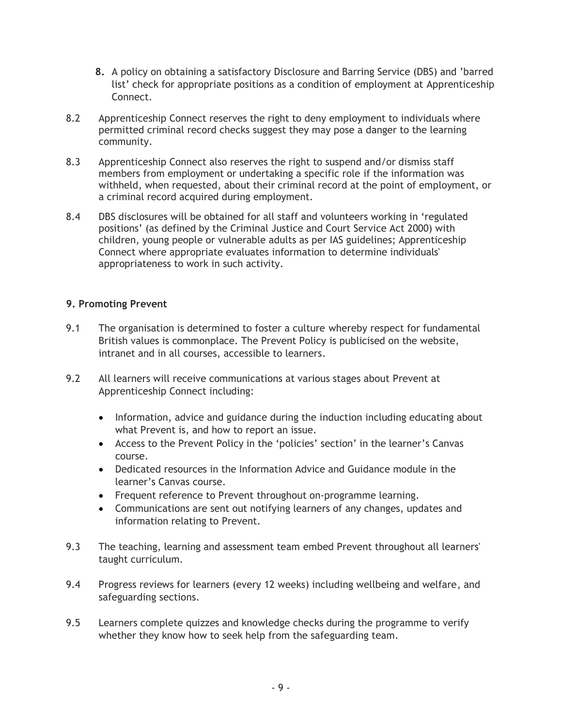8. A policy on obtaining a satisfactory Disclosure and Barring Service (DBS) and 'barred list' check for appropriate positions as a condition of employment at Apprenticeship Connect.

8.2 Apprenticeship Connect reserves the right to deny employment to individuals where permitted criminal record checks suggest they may pose a danger to the learning community.

8.3 Apprenticeship Connect also reserves the right to suspend and/or dismiss staff members from employment or undertaking a specific role if the information was withheld, when requested, about their criminal record at the point of employment, or a criminal record acquired during employment.

8.4 DBS disclosures will be obtained for all staff and volunteers working in 'regulated positions' (as defined by the Criminal Justice and Court Service Act 2000) with children, young people or vulnerable adults as per IAS guidelines; Apprenticeship Connect where appropriate evaluates information to determine individuals' appropriateness to work in such activity.

## 9. Promoting Prevent

9.1 The organisation is determined to foster a culture whereby respect for fundamental British values is commonplace. The Prevent Policy is publicised on the website, intranet and in all courses, accessible to learners.

9.2 All learners will receive communications at various stages about Prevent at Apprenticeship Connect including:

- Information, advice and guidance during the induction including educating about what Prevent is, and how to report an issue.
- Access to the Prevent Policy in the 'policies' section' in the learner's Canvas course.
- Dedicated resources in the Information Advice and Guidance module in the learner's Canvas course.
- Frequent reference to Prevent throughout on-programme learning.
- Communications are sent out notifying learners of any changes, updates and information relating to Prevent.

9.3 The teaching, learning and assessment team embed Prevent throughout all learners' taught curriculum.

9.4 Progress reviews for learners (every 12 weeks) including wellbeing and welfare, and safeguarding sections.

9.5 Learners complete quizzes and knowledge checks during the programme to verify whether they know how to seek help from the safeguarding team.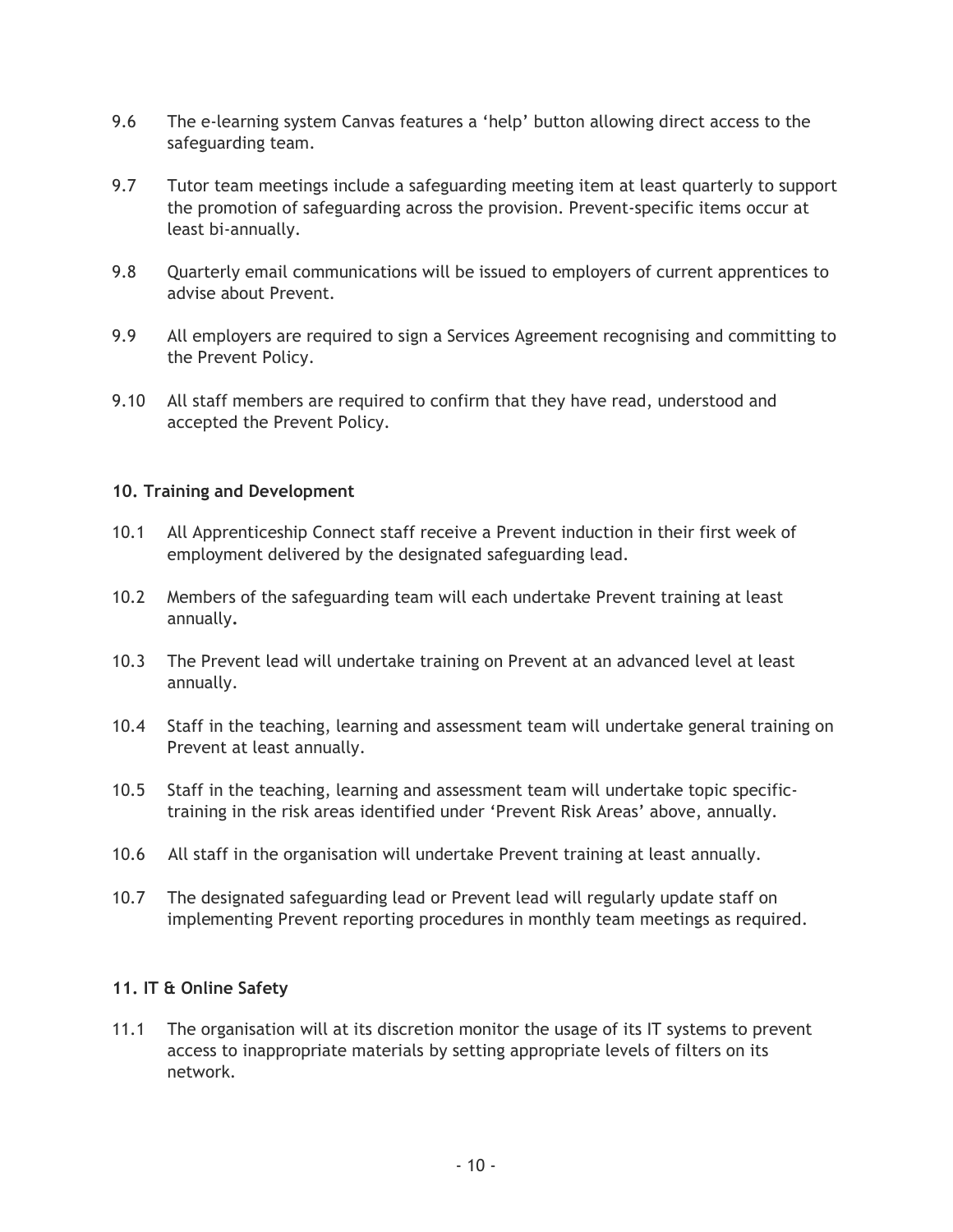9.6 The e-learning system Canvas features a 'help' button allowing direct access to the safeguarding team.

9.7 Tutor team meetings include a safeguarding meeting item at least quarterly to support the promotion of safeguarding across the provision. Prevent-specific items occur at least bi-annually.

9.8 Quarterly email communications will be issued to employers of current apprentices to advise about Prevent.

9.9 All employers are required to sign a Services Agreement recognising and committing to the Prevent Policy.

9.10 All staff members are required to confirm that they have read, understood and accepted the Prevent Policy.

**10. Training and Development**

10.1 All Apprenticeship Connect staff receive a Prevent induction in their first week of employment delivered by the designated safeguarding lead.

10.2 Members of the safeguarding team will each undertake Prevent training at least annually**.**

10.3 The Prevent lead will undertake training on Prevent at an advanced level at least annually.

10.4 Staff in the teaching, learning and assessment team will undertake general training on Prevent at least annually.

10.5 Staff in the teaching, learning and assessment team will undertake topic specific-training in the risk areas identified under 'Prevent Risk Areas' above, annually.

10.6 All staff in the organisation will undertake Prevent training at least annually.

10.7 The designated safeguarding lead or Prevent lead will regularly update staff on implementing Prevent reporting procedures in monthly team meetings as required.

**11. IT & Online Safety**

11.1 The organisation will at its discretion monitor the usage of its IT systems to prevent access to inappropriate materials by setting appropriate levels of filters on its network.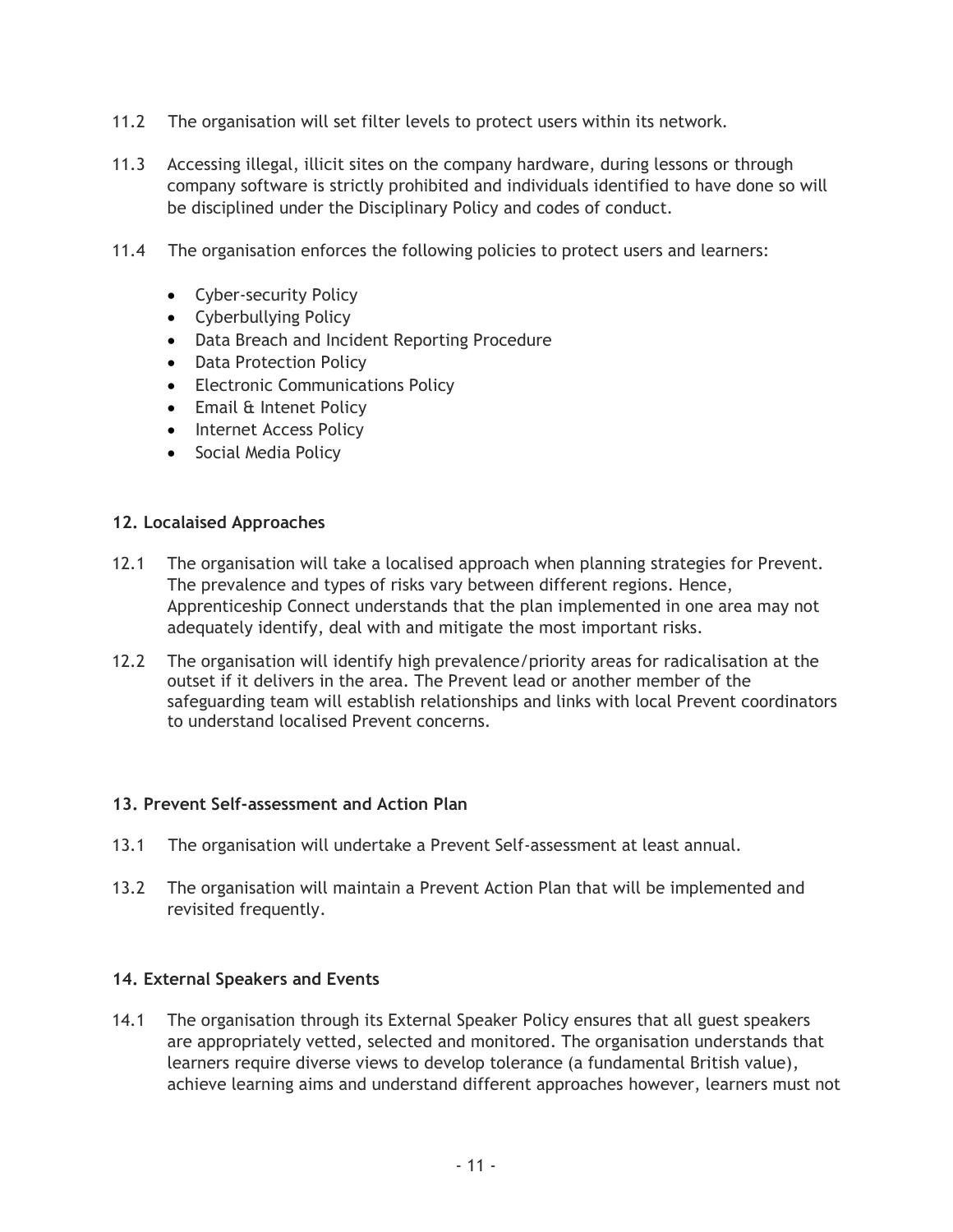11.2 The organisation will set filter levels to protect users within its network.

11.3 Accessing illegal, illicit sites on the company hardware, during lessons or through company software is strictly prohibited and individuals identified to have done so will be disciplined under the Disciplinary Policy and codes of conduct.

11.4 The organisation enforces the following policies to protect users and learners:

- Cyber-security Policy
- Cyberbullying Policy
- Data Breach and Incident Reporting Procedure
- Data Protection Policy
- Electronic Communications Policy
- Email & Intenet Policy
- Internet Access Policy
- Social Media Policy

**12. Localaised Approaches**

12.1 The organisation will take a localised approach when planning strategies for Prevent. The prevalence and types of risks vary between different regions. Hence, Apprenticeship Connect understands that the plan implemented in one area may not adequately identify, deal with and mitigate the most important risks.

12.2 The organisation will identify high prevalence/priority areas for radicalisation at the outset if it delivers in the area. The Prevent lead or another member of the safeguarding team will establish relationships and links with local Prevent coordinators to understand localised Prevent concerns.

**13. Prevent Self-assessment and Action Plan**

13.1 The organisation will undertake a Prevent Self-assessment at least annual.

13.2 The organisation will maintain a Prevent Action Plan that will be implemented and revisited frequently.

**14. External Speakers and Events**

14.1 The organisation through its External Speaker Policy ensures that all guest speakers are appropriately vetted, selected and monitored. The organisation understands that learners require diverse views to develop tolerance (a fundamental British value), achieve learning aims and understand different approaches however, learners must not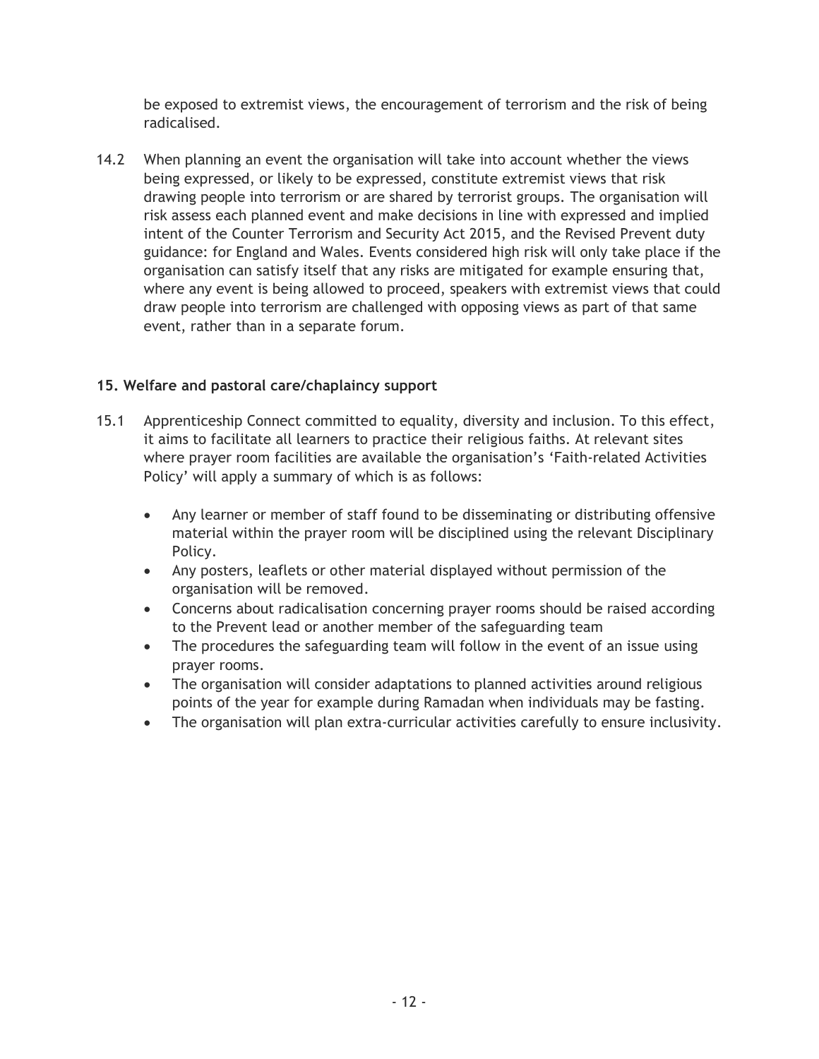be exposed to extremist views, the encouragement of terrorism and the risk of being radicalised.

14.2 When planning an event the organisation will take into account whether the views being expressed, or likely to be expressed, constitute extremist views that risk drawing people into terrorism or are shared by terrorist groups. The organisation will risk assess each planned event and make decisions in line with expressed and implied intent of the Counter Terrorism and Security Act 2015, and the Revised Prevent duty guidance: for England and Wales. Events considered high risk will only take place if the organisation can satisfy itself that any risks are mitigated for example ensuring that, where any event is being allowed to proceed, speakers with extremist views that could draw people into terrorism are challenged with opposing views as part of that same event, rather than in a separate forum.

**15. Welfare and pastoral care/chaplaincy support**

15.1 Apprenticeship Connect committed to equality, diversity and inclusion. To this effect, it aims to facilitate all learners to practice their religious faiths. At relevant sites where prayer room facilities are available the organisation's 'Faith-related Activities Policy' will apply a summary of which is as follows:

- Any learner or member of staff found to be disseminating or distributing offensive material within the prayer room will be disciplined using the relevant Disciplinary Policy.
- Any posters, leaflets or other material displayed without permission of the organisation will be removed.
- Concerns about radicalisation concerning prayer rooms should be raised according to the Prevent lead or another member of the safeguarding team
- The procedures the safeguarding team will follow in the event of an issue using prayer rooms.
- The organisation will consider adaptations to planned activities around religious points of the year for example during Ramadan when individuals may be fasting.
- The organisation will plan extra-curricular activities carefully to ensure inclusivity.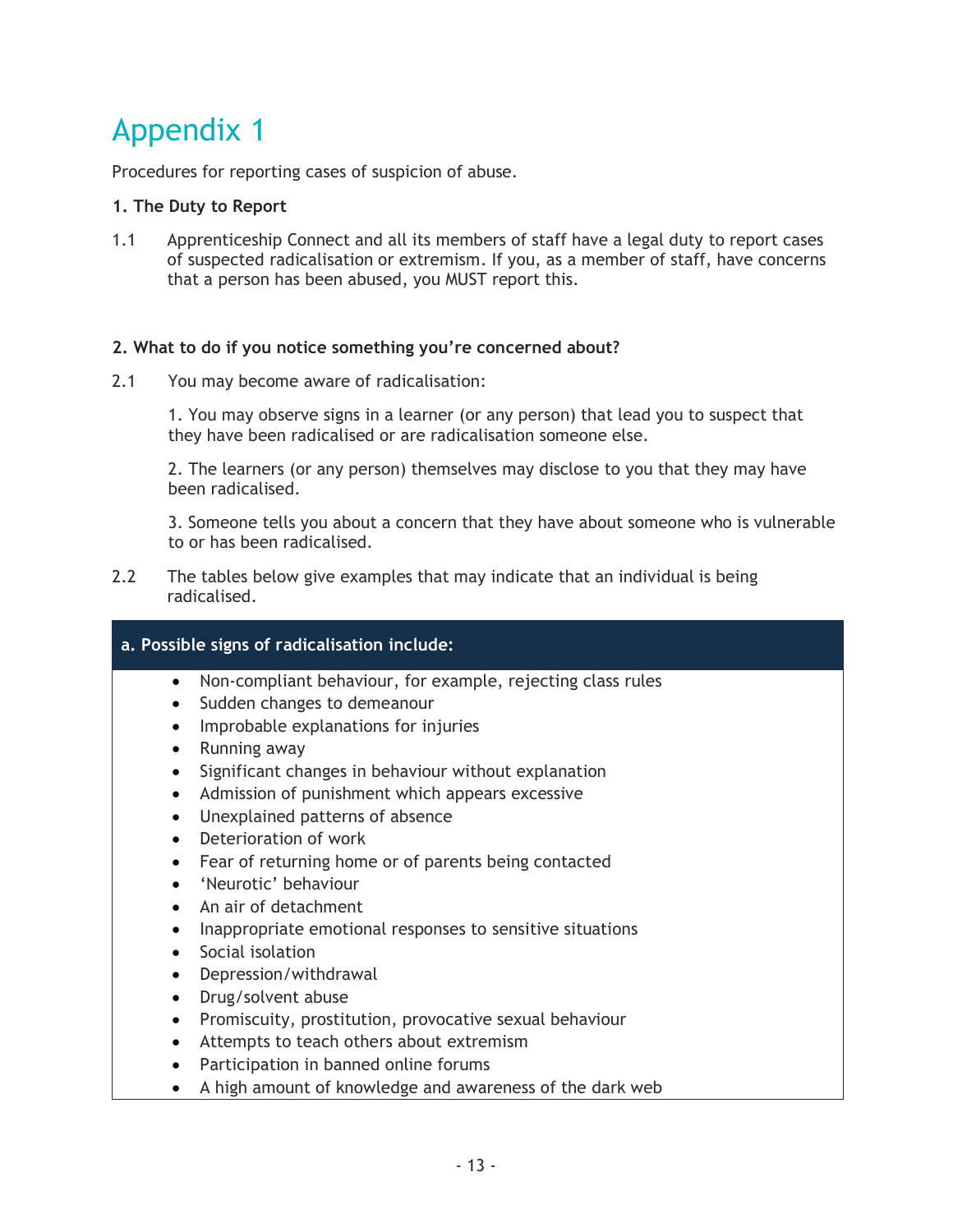# Appendix 1

Procedures for reporting cases of suspicion of abuse.

**1. The Duty to Report**

1.1 Apprenticeship Connect and all its members of staff have a legal duty to report cases of suspected radicalisation or extremism. If you, as a member of staff, have concerns that a person has been abused, you MUST report this.

**2. What to do if you notice something you're concerned about?**

2.1 You may become aware of radicalisation:

1. You may observe signs in a learner (or any person) that lead you to suspect that they have been radicalised or are radicalisation someone else.

2. The learners (or any person) themselves may disclose to you that they may have been radicalised.

3. Someone tells you about a concern that they have about someone who is vulnerable to or has been radicalised.

2.2 The tables below give examples that may indicate that an individual is being radicalised.

| a. Possible signs of radicalisation include: |
|---|
| • Non-compliant behaviour, for example, rejecting class rules<br>• Sudden changes to demeanour<br>• Improbable explanations for injuries<br>• Running away<br>• Significant changes in behaviour without explanation<br>• Admission of punishment which appears excessive<br>• Unexplained patterns of absence<br>• Deterioration of work<br>• Fear of returning home or of parents being contacted<br>• 'Neurotic' behaviour<br>• An air of detachment<br>• Inappropriate emotional responses to sensitive situations<br>• Social isolation<br>• Depression/withdrawal<br>• Drug/solvent abuse<br>• Promiscuity, prostitution, provocative sexual behaviour<br>• Attempts to teach others about extremism<br>• Participation in banned online forums<br>• A high amount of knowledge and awareness of the dark web |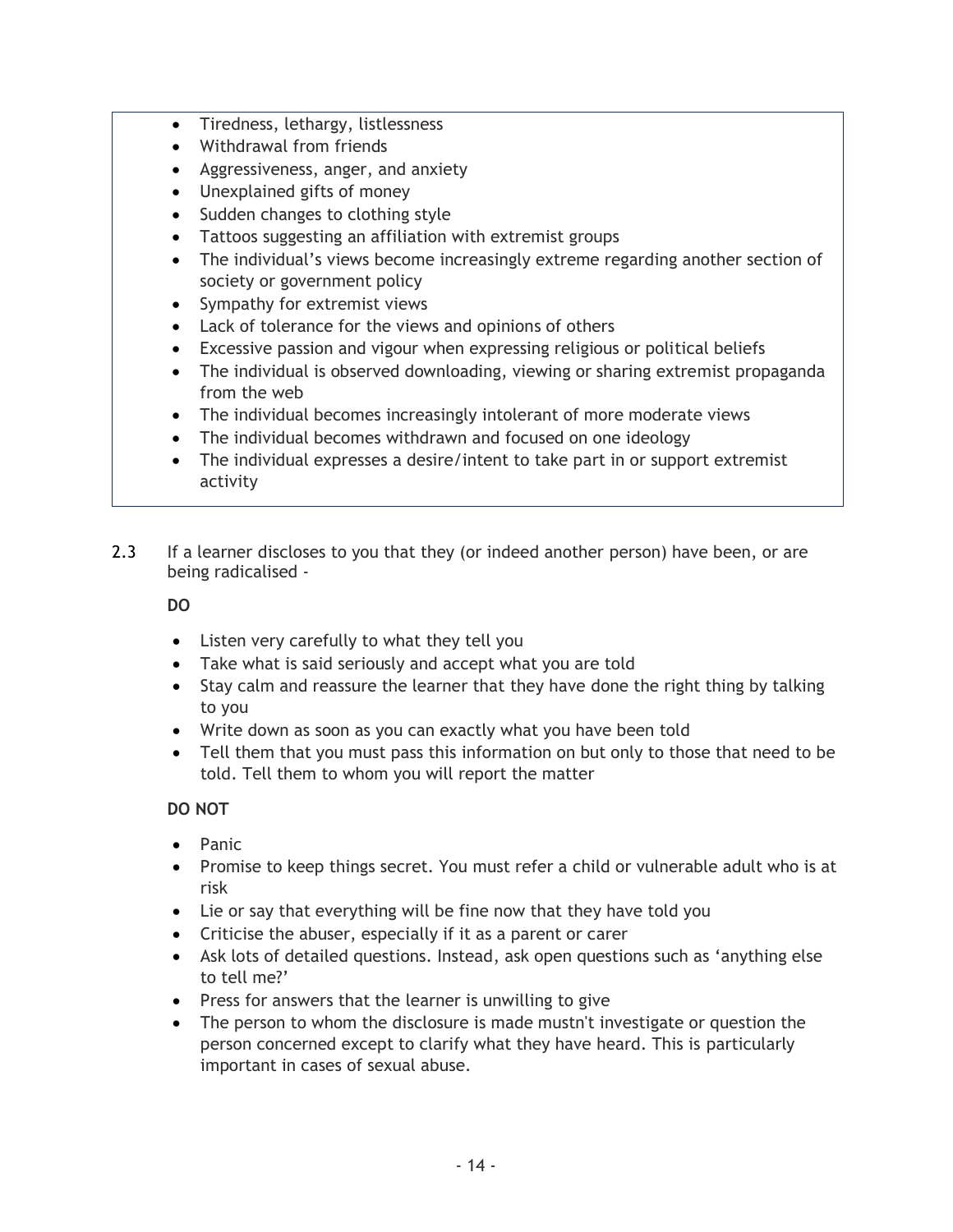- Tiredness, lethargy, listlessness
- Withdrawal from friends
- Aggressiveness, anger, and anxiety
- Unexplained gifts of money
- Sudden changes to clothing style
- Tattoos suggesting an affiliation with extremist groups
- The individual's views become increasingly extreme regarding another section of society or government policy
- Sympathy for extremist views
- Lack of tolerance for the views and opinions of others
- Excessive passion and vigour when expressing religious or political beliefs
- The individual is observed downloading, viewing or sharing extremist propaganda from the web
- The individual becomes increasingly intolerant of more moderate views
- The individual becomes withdrawn and focused on one ideology
- The individual expresses a desire/intent to take part in or support extremist activity

2.3 If a learner discloses to you that they (or indeed another person) have been, or are being radicalised -

**DO**

- Listen very carefully to what they tell you
- Take what is said seriously and accept what you are told
- Stay calm and reassure the learner that they have done the right thing by talking to you
- Write down as soon as you can exactly what you have been told
- Tell them that you must pass this information on but only to those that need to be told. Tell them to whom you will report the matter

**DO NOT**

- Panic
- Promise to keep things secret. You must refer a child or vulnerable adult who is at risk
- Lie or say that everything will be fine now that they have told you
- Criticise the abuser, especially if it as a parent or carer
- Ask lots of detailed questions. Instead, ask open questions such as 'anything else to tell me?'
- Press for answers that the learner is unwilling to give
- The person to whom the disclosure is made mustn't investigate or question the person concerned except to clarify what they have heard. This is particularly important in cases of sexual abuse.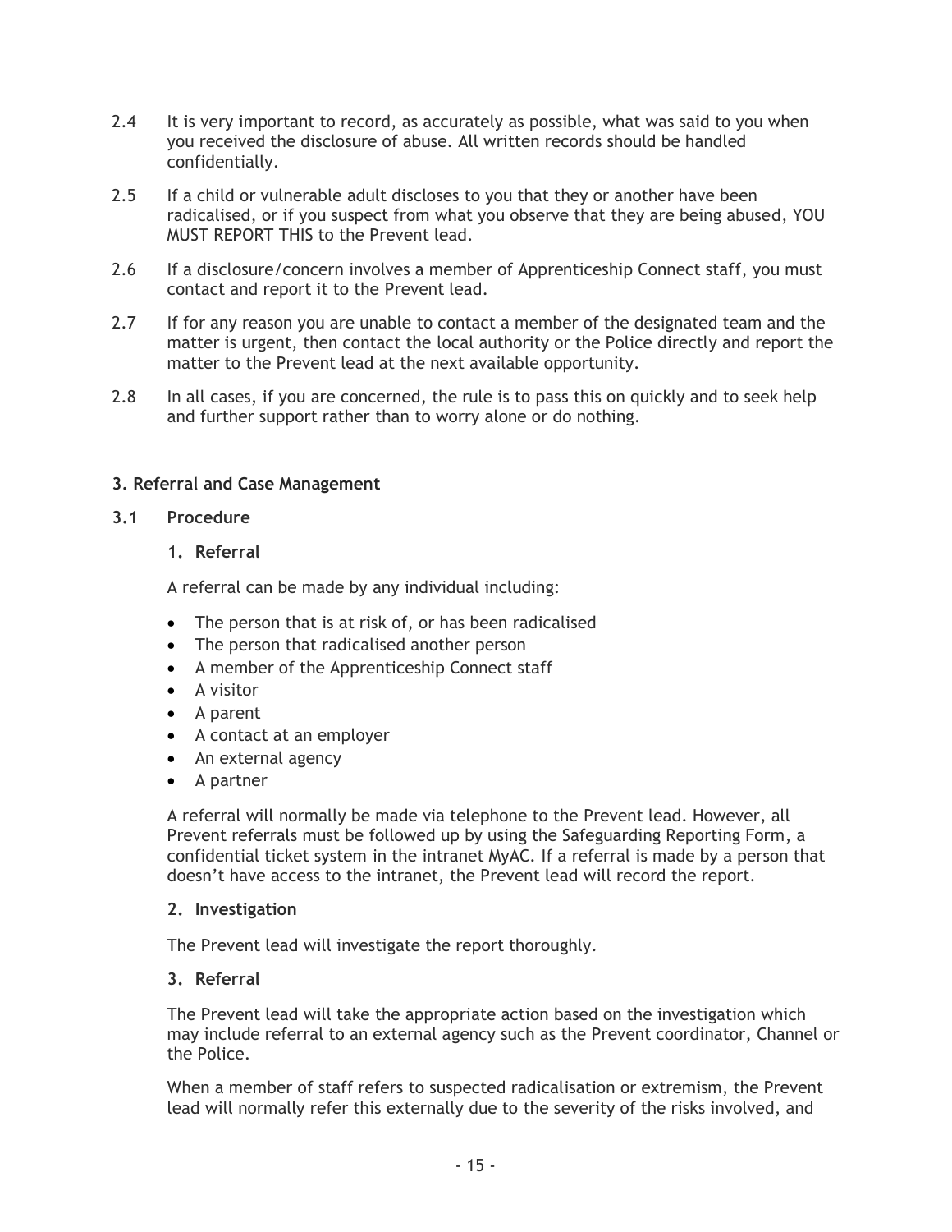2.4 It is very important to record, as accurately as possible, what was said to you when you received the disclosure of abuse. All written records should be handled confidentially.

2.5 If a child or vulnerable adult discloses to you that they or another have been radicalised, or if you suspect from what you observe that they are being abused, YOU MUST REPORT THIS to the Prevent lead.

2.6 If a disclosure/concern involves a member of Apprenticeship Connect staff, you must contact and report it to the Prevent lead.

2.7 If for any reason you are unable to contact a member of the designated team and the matter is urgent, then contact the local authority or the Police directly and report the matter to the Prevent lead at the next available opportunity.

2.8 In all cases, if you are concerned, the rule is to pass this on quickly and to seek help and further support rather than to worry alone or do nothing.

### 3. Referral and Case Management

#### 3.1 Procedure

**1. Referral**

A referral can be made by any individual including:

- The person that is at risk of, or has been radicalised
- The person that radicalised another person
- A member of the Apprenticeship Connect staff
- A visitor
- A parent
- A contact at an employer
- An external agency
- A partner

A referral will normally be made via telephone to the Prevent lead. However, all Prevent referrals must be followed up by using the Safeguarding Reporting Form, a confidential ticket system in the intranet MyAC. If a referral is made by a person that doesn't have access to the intranet, the Prevent lead will record the report.

**2. Investigation**

The Prevent lead will investigate the report thoroughly.

**3. Referral**

The Prevent lead will take the appropriate action based on the investigation which may include referral to an external agency such as the Prevent coordinator, Channel or the Police.

When a member of staff refers to suspected radicalisation or extremism, the Prevent lead will normally refer this externally due to the severity of the risks involved, and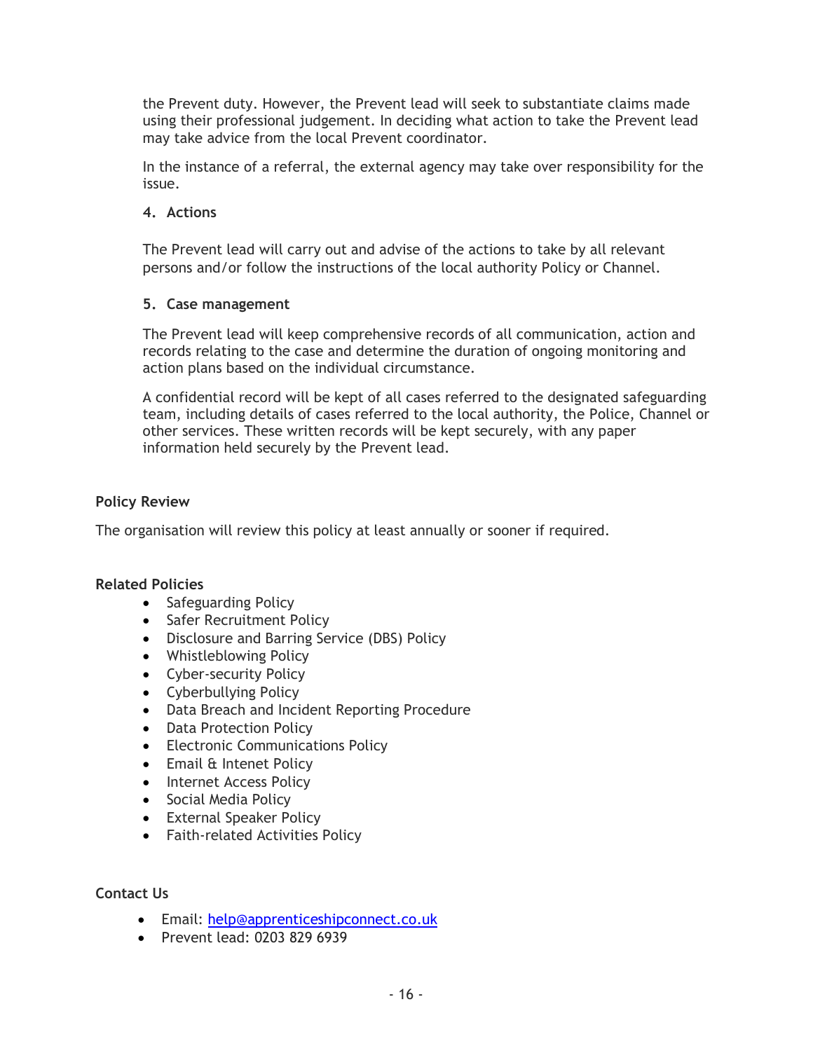the Prevent duty. However, the Prevent lead will seek to substantiate claims made using their professional judgement. In deciding what action to take the Prevent lead may take advice from the local Prevent coordinator.

In the instance of a referral, the external agency may take over responsibility for the issue.

### 4. Actions

The Prevent lead will carry out and advise of the actions to take by all relevant persons and/or follow the instructions of the local authority Policy or Channel.

### 5. Case management

The Prevent lead will keep comprehensive records of all communication, action and records relating to the case and determine the duration of ongoing monitoring and action plans based on the individual circumstance.

A confidential record will be kept of all cases referred to the designated safeguarding team, including details of cases referred to the local authority, the Police, Channel or other services. These written records will be kept securely, with any paper information held securely by the Prevent lead.

## Policy Review

The organisation will review this policy at least annually or sooner if required.

## Related Policies

- Safeguarding Policy
- Safer Recruitment Policy
- Disclosure and Barring Service (DBS) Policy
- Whistleblowing Policy
- Cyber-security Policy
- Cyberbullying Policy
- Data Breach and Incident Reporting Procedure
- Data Protection Policy
- Electronic Communications Policy
- Email & Intenet Policy
- Internet Access Policy
- Social Media Policy
- External Speaker Policy
- Faith-related Activities Policy

## Contact Us

- Email: help@apprenticeshipconnect.co.uk
- Prevent lead: 0203 829 6939